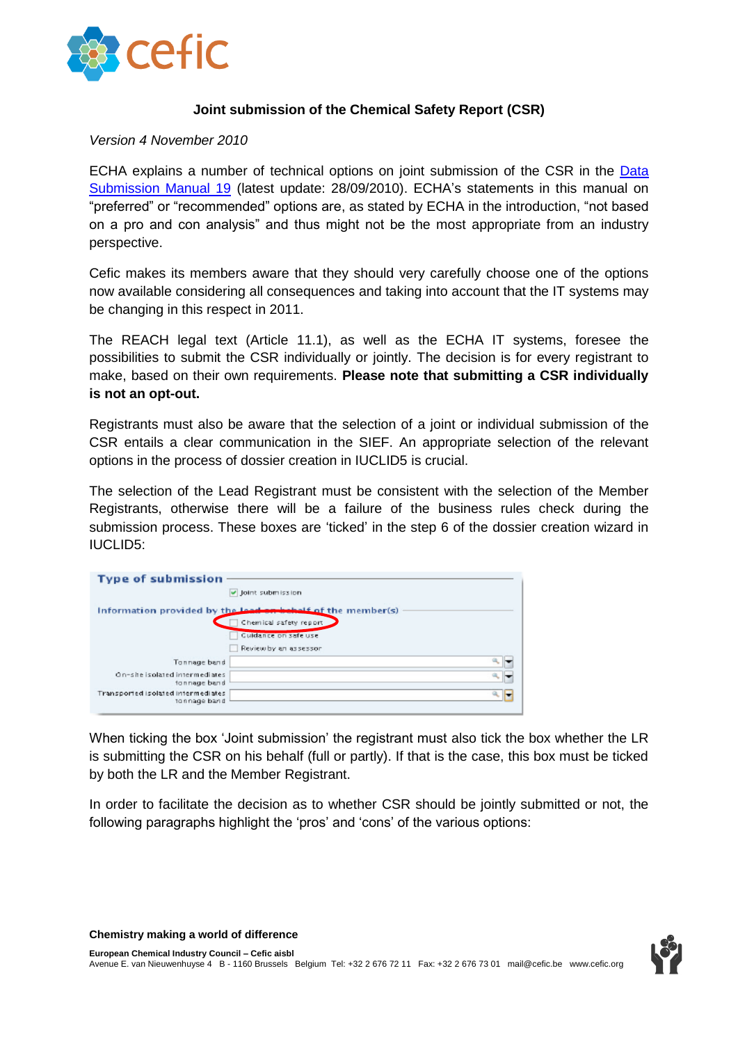**Joint submission of the Chemical Safety Report (CSR)**

*Version 4 November 2010*

ECHA explains a number of technical options on joint submission of the CSR in the [Data Submission Manual 19] (latest update: 28/09/2010). ECHA's statements in this manual on "preferred" or "recommended" options are, as stated by ECHA in the introduction, "not based on a pro and con analysis" and thus might not be the most appropriate from an industry perspective.

Cefic makes its members aware that they should very carefully choose one of the options now available considering all consequences and taking into account that the IT systems may be changing in this respect in 2011.

The REACH legal text (Article 11.1), as well as the ECHA IT systems, foresee the possibilities to submit the CSR individually or jointly. The decision is for every registrant to make, based on their own requirements. **Please note that submitting a CSR individually is not an opt-out.**

Registrants must also be aware that the selection of a joint or individual submission of the CSR entails a clear communication in the SIEF. An appropriate selection of the relevant options in the process of dossier creation in IUCLID5 is crucial.

The selection of the Lead Registrant must be consistent with the selection of the Member Registrants, otherwise there will be a failure of the business rules check during the submission process. These boxes are 'ticked' in the step 6 of the dossier creation wizard in IUCLID5:

**Type of submission**

- [x] Joint submission

**Information provided by the lead on behalf of the member(s)**

- [ ] Chemical safety report
- [ ] Guidance on safe use
- [ ] Review by an assessor

Tonnage band

On-site isolated intermediates tonnage band

Transported isolated intermediates tonnage band

When ticking the box 'Joint submission' the registrant must also tick the box whether the LR is submitting the CSR on his behalf (full or partly). If that is the case, this box must be ticked by both the LR and the Member Registrant.

In order to facilitate the decision as to whether CSR should be jointly submitted or not, the following paragraphs highlight the 'pros' and 'cons' of the various options: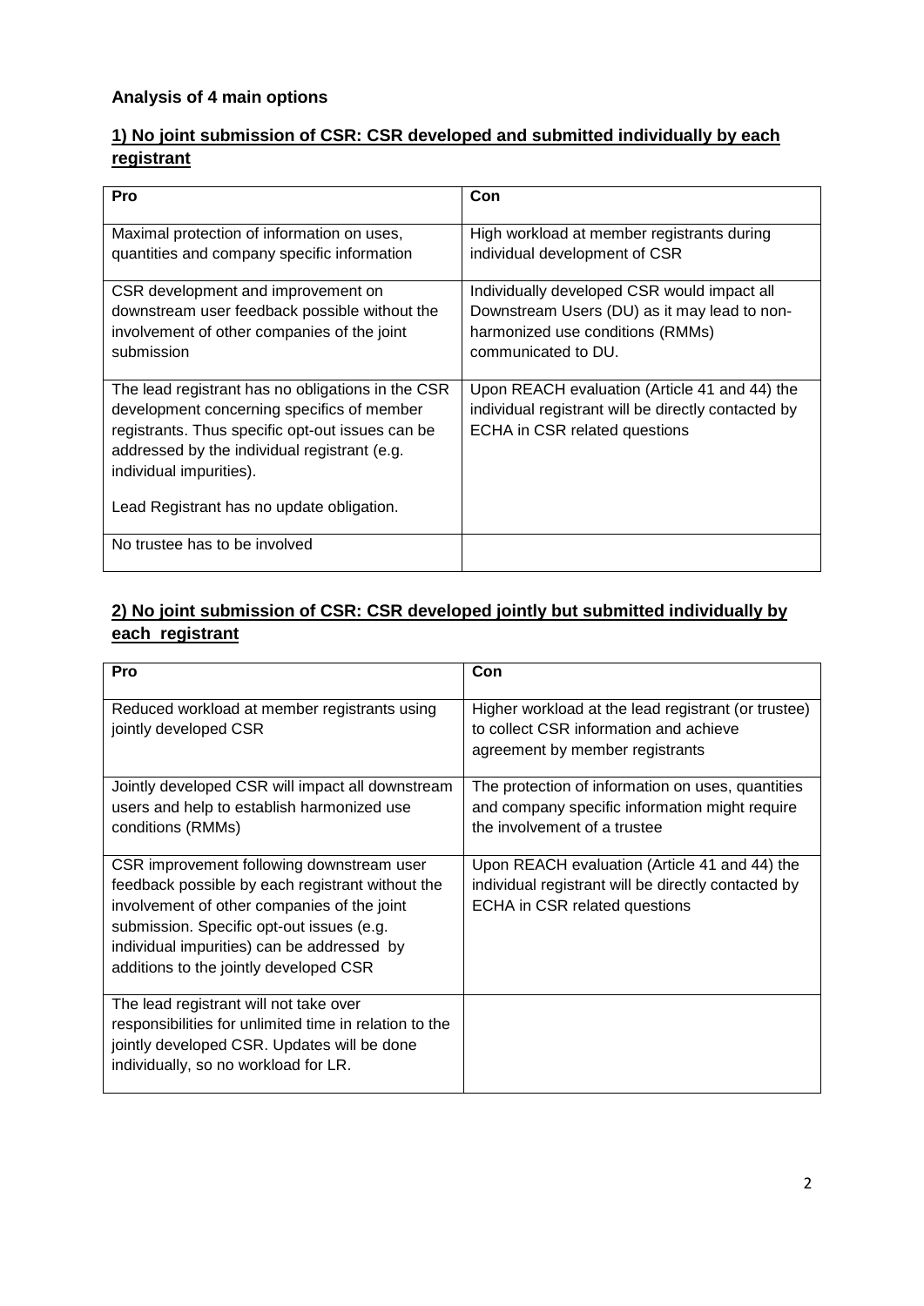**Analysis of 4 main options**

## 1) No joint submission of CSR: CSR developed and submitted individually by each registrant

| Pro | Con |
| --- | --- |
| Maximal protection of information on uses, quantities and company specific information | High workload at member registrants during individual development of CSR |
| CSR development and improvement on downstream user feedback possible without the involvement of other companies of the joint submission | Individually developed CSR would impact all Downstream Users (DU) as it may lead to non-harmonized use conditions (RMMs) communicated to DU. |
| The lead registrant has no obligations in the CSR development concerning specifics of member registrants. Thus specific opt-out issues can be addressed by the individual registrant (e.g. individual impurities).<br><br>Lead Registrant has no update obligation. | Upon REACH evaluation (Article 41 and 44) the individual registrant will be directly contacted by ECHA in CSR related questions |
| No trustee has to be involved | |

## 2) No joint submission of CSR: CSR developed jointly but submitted individually by each registrant

| Pro | Con |
| --- | --- |
| Reduced workload at member registrants using jointly developed CSR | Higher workload at the lead registrant (or trustee) to collect CSR information and achieve agreement by member registrants |
| Jointly developed CSR will impact all downstream users and help to establish harmonized use conditions (RMMs) | The protection of information on uses, quantities and company specific information might require the involvement of a trustee |
| CSR improvement following downstream user feedback possible by each registrant without the involvement of other companies of the joint submission. Specific opt-out issues (e.g. individual impurities) can be addressed by additions to the jointly developed CSR | Upon REACH evaluation (Article 41 and 44) the individual registrant will be directly contacted by ECHA in CSR related questions |
| The lead registrant will not take over responsibilities for unlimited time in relation to the jointly developed CSR. Updates will be done individually, so no workload for LR. | |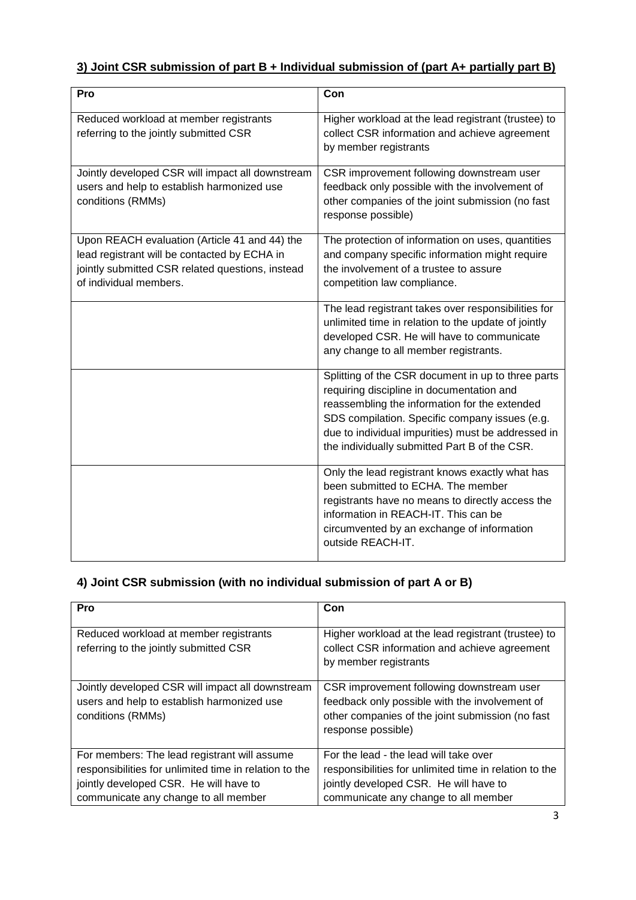## 3) Joint CSR submission of part B + Individual submission of (part A+ partially part B)

| Pro | Con |
|---|---|
| Reduced workload at member registrants referring to the jointly submitted CSR | Higher workload at the lead registrant (trustee) to collect CSR information and achieve agreement by member registrants |
| Jointly developed CSR will impact all downstream users and help to establish harmonized use conditions (RMMs) | CSR improvement following downstream user feedback only possible with the involvement of other companies of the joint submission (no fast response possible) |
| Upon REACH evaluation (Article 41 and 44) the lead registrant will be contacted by ECHA in jointly submitted CSR related questions, instead of individual members. | The protection of information on uses, quantities and company specific information might require the involvement of a trustee to assure competition law compliance. |
| | The lead registrant takes over responsibilities for unlimited time in relation to the update of jointly developed CSR. He will have to communicate any change to all member registrants. |
| | Splitting of the CSR document in up to three parts requiring discipline in documentation and reassembling the information for the extended SDS compilation. Specific company issues (e.g. due to individual impurities) must be addressed in the individually submitted Part B of the CSR. |
| | Only the lead registrant knows exactly what has been submitted to ECHA. The member registrants have no means to directly access the information in REACH-IT. This can be circumvented by an exchange of information outside REACH-IT. |

## 4) Joint CSR submission (with no individual submission of part A or B)

| Pro | Con |
|---|---|
| Reduced workload at member registrants referring to the jointly submitted CSR | Higher workload at the lead registrant (trustee) to collect CSR information and achieve agreement by member registrants |
| Jointly developed CSR will impact all downstream users and help to establish harmonized use conditions (RMMs) | CSR improvement following downstream user feedback only possible with the involvement of other companies of the joint submission (no fast response possible) |
| For members: The lead registrant will assume responsibilities for unlimited time in relation to the jointly developed CSR. He will have to communicate any change to all member | For the lead - the lead will take over responsibilities for unlimited time in relation to the jointly developed CSR. He will have to communicate any change to all member |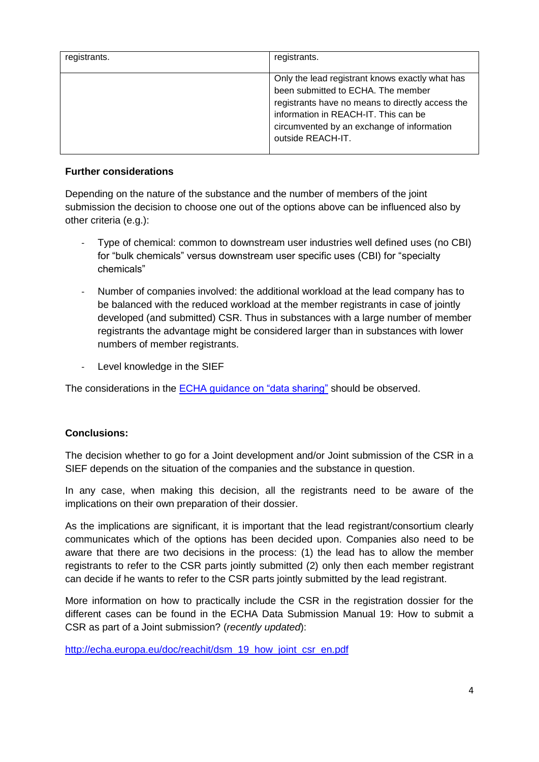| | |
|---|---|
| registrants. | registrants. |
| | Only the lead registrant knows exactly what has been submitted to ECHA. The member registrants have no means to directly access the information in REACH-IT. This can be circumvented by an exchange of information outside REACH-IT. |

**Further considerations**

Depending on the nature of the substance and the number of members of the joint submission the decision to choose one out of the options above can be influenced also by other criteria (e.g.):

- Type of chemical: common to downstream user industries well defined uses (no CBI) for "bulk chemicals" versus downstream user specific uses (CBI) for "specialty chemicals"
- Number of companies involved: the additional workload at the lead company has to be balanced with the reduced workload at the member registrants in case of jointly developed (and submitted) CSR. Thus in substances with a large number of member registrants the advantage might be considered larger than in substances with lower numbers of member registrants.
- Level knowledge in the SIEF

The considerations in the [ECHA guidance on "data sharing"] should be observed.

**Conclusions:**

The decision whether to go for a Joint development and/or Joint submission of the CSR in a SIEF depends on the situation of the companies and the substance in question.

In any case, when making this decision, all the registrants need to be aware of the implications on their own preparation of their dossier.

As the implications are significant, it is important that the lead registrant/consortium clearly communicates which of the options has been decided upon. Companies also need to be aware that there are two decisions in the process: (1) the lead has to allow the member registrants to refer to the CSR parts jointly submitted (2) only then each member registrant can decide if he wants to refer to the CSR parts jointly submitted by the lead registrant.

More information on how to practically include the CSR in the registration dossier for the different cases can be found in the ECHA Data Submission Manual 19: How to submit a CSR as part of a Joint submission? (*recently updated*):

http://echa.europa.eu/doc/reachit/dsm_19_how_joint_csr_en.pdf